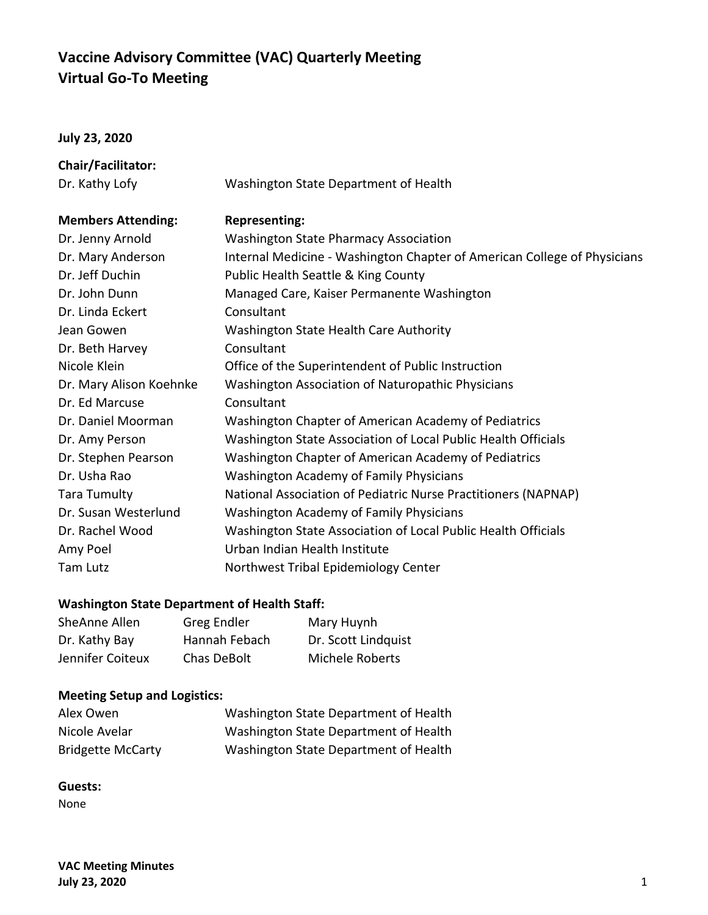# Vaccine Advisory Committee (VAC) Quarterly Meeting
# Virtual Go-To Meeting

**July 23, 2020**

**Chair/Facilitator:**

| | |
|---|---|
| Dr. Kathy Lofy | Washington State Department of Health |

| **Members Attending:** | **Representing:** |
|---|---|
| Dr. Jenny Arnold | Washington State Pharmacy Association |
| Dr. Mary Anderson | Internal Medicine - Washington Chapter of American College of Physicians |
| Dr. Jeff Duchin | Public Health Seattle & King County |
| Dr. John Dunn | Managed Care, Kaiser Permanente Washington |
| Dr. Linda Eckert | Consultant |
| Jean Gowen | Washington State Health Care Authority |
| Dr. Beth Harvey | Consultant |
| Nicole Klein | Office of the Superintendent of Public Instruction |
| Dr. Mary Alison Koehnke | Washington Association of Naturopathic Physicians |
| Dr. Ed Marcuse | Consultant |
| Dr. Daniel Moorman | Washington Chapter of American Academy of Pediatrics |
| Dr. Amy Person | Washington State Association of Local Public Health Officials |
| Dr. Stephen Pearson | Washington Chapter of American Academy of Pediatrics |
| Dr. Usha Rao | Washington Academy of Family Physicians |
| Tara Tumulty | National Association of Pediatric Nurse Practitioners (NAPNAP) |
| Dr. Susan Westerlund | Washington Academy of Family Physicians |
| Dr. Rachel Wood | Washington State Association of Local Public Health Officials |
| Amy Poel | Urban Indian Health Institute |
| Tam Lutz | Northwest Tribal Epidemiology Center |

### Washington State Department of Health Staff:

| | | |
|---|---|---|
| SheAnne Allen | Greg Endler | Mary Huynh |
| Dr. Kathy Bay | Hannah Febach | Dr. Scott Lindquist |
| Jennifer Coiteux | Chas DeBolt | Michele Roberts |

### Meeting Setup and Logistics:

| | |
|---|---|
| Alex Owen | Washington State Department of Health |
| Nicole Avelar | Washington State Department of Health |
| Bridgette McCarty | Washington State Department of Health |

### Guests:

None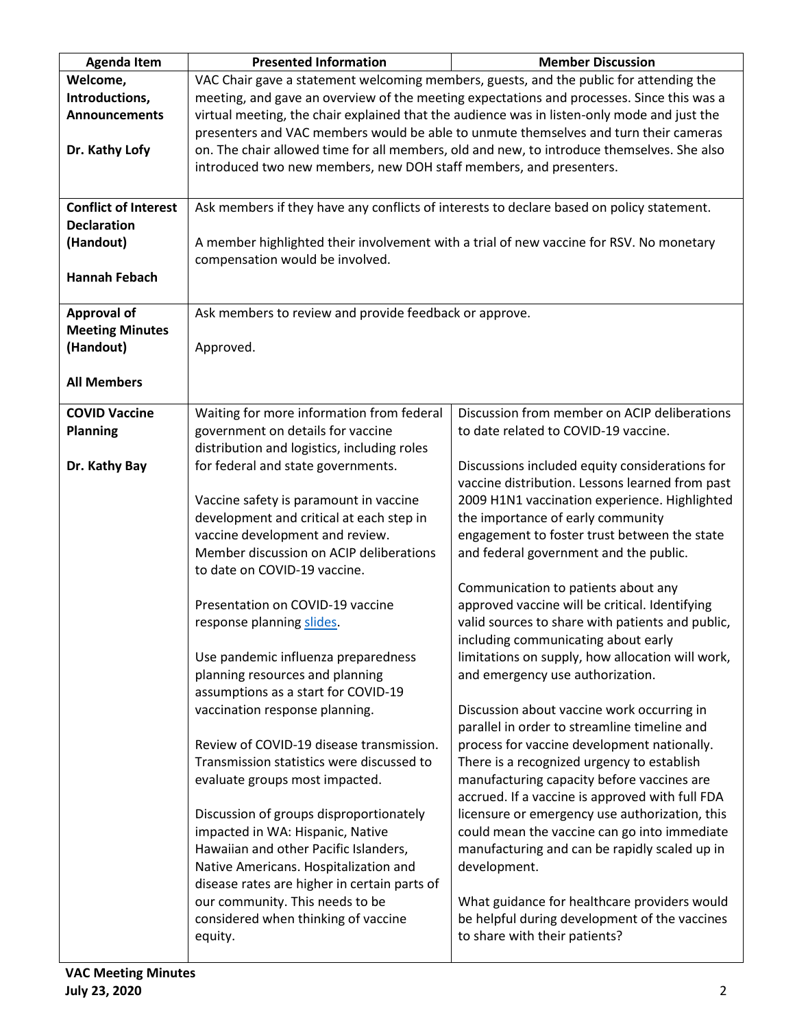| Agenda Item | Presented Information | Member Discussion |
|---|---|---|
| **Welcome, Introductions, Announcements**<br><br>**Dr. Kathy Lofy** | VAC Chair gave a statement welcoming members, guests, and the public for attending the meeting, and gave an overview of the meeting expectations and processes. Since this was a virtual meeting, the chair explained that the audience was in listen-only mode and just the presenters and VAC members would be able to unmute themselves and turn their cameras on. The chair allowed time for all members, old and new, to introduce themselves. She also introduced two new members, new DOH staff members, and presenters. | |
| **Conflict of Interest Declaration (Handout)**<br><br>**Hannah Febach** | Ask members if they have any conflicts of interests to declare based on policy statement.<br><br>A member highlighted their involvement with a trial of new vaccine for RSV. No monetary compensation would be involved. | |
| **Approval of Meeting Minutes (Handout)**<br><br>**All Members** | Ask members to review and provide feedback or approve.<br><br>Approved. | |
| **COVID Vaccine Planning**<br><br>**Dr. Kathy Bay** | Waiting for more information from federal government on details for vaccine distribution and logistics, including roles for federal and state governments.<br><br>Vaccine safety is paramount in vaccine development and critical at each step in vaccine development and review. Member discussion on ACIP deliberations to date on COVID-19 vaccine.<br><br>Presentation on COVID-19 vaccine response planning slides.<br><br>Use pandemic influenza preparedness planning resources and planning assumptions as a start for COVID-19 vaccination response planning.<br><br>Review of COVID-19 disease transmission. Transmission statistics were discussed to evaluate groups most impacted.<br><br>Discussion of groups disproportionately impacted in WA: Hispanic, Native Hawaiian and other Pacific Islanders, Native Americans. Hospitalization and disease rates are higher in certain parts of our community. This needs to be considered when thinking of vaccine equity. | Discussion from member on ACIP deliberations to date related to COVID-19 vaccine.<br><br>Discussions included equity considerations for vaccine distribution. Lessons learned from past 2009 H1N1 vaccination experience. Highlighted the importance of early community engagement to foster trust between the state and federal government and the public.<br><br>Communication to patients about any approved vaccine will be critical. Identifying valid sources to share with patients and public, including communicating about early limitations on supply, how allocation will work, and emergency use authorization.<br><br>Discussion about vaccine work occurring in parallel in order to streamline timeline and process for vaccine development nationally. There is a recognized urgency to establish manufacturing capacity before vaccines are accrued. If a vaccine is approved with full FDA licensure or emergency use authorization, this could mean the vaccine can go into immediate manufacturing and can be rapidly scaled up in development.<br><br>What guidance for healthcare providers would be helpful during development of the vaccines to share with their patients? |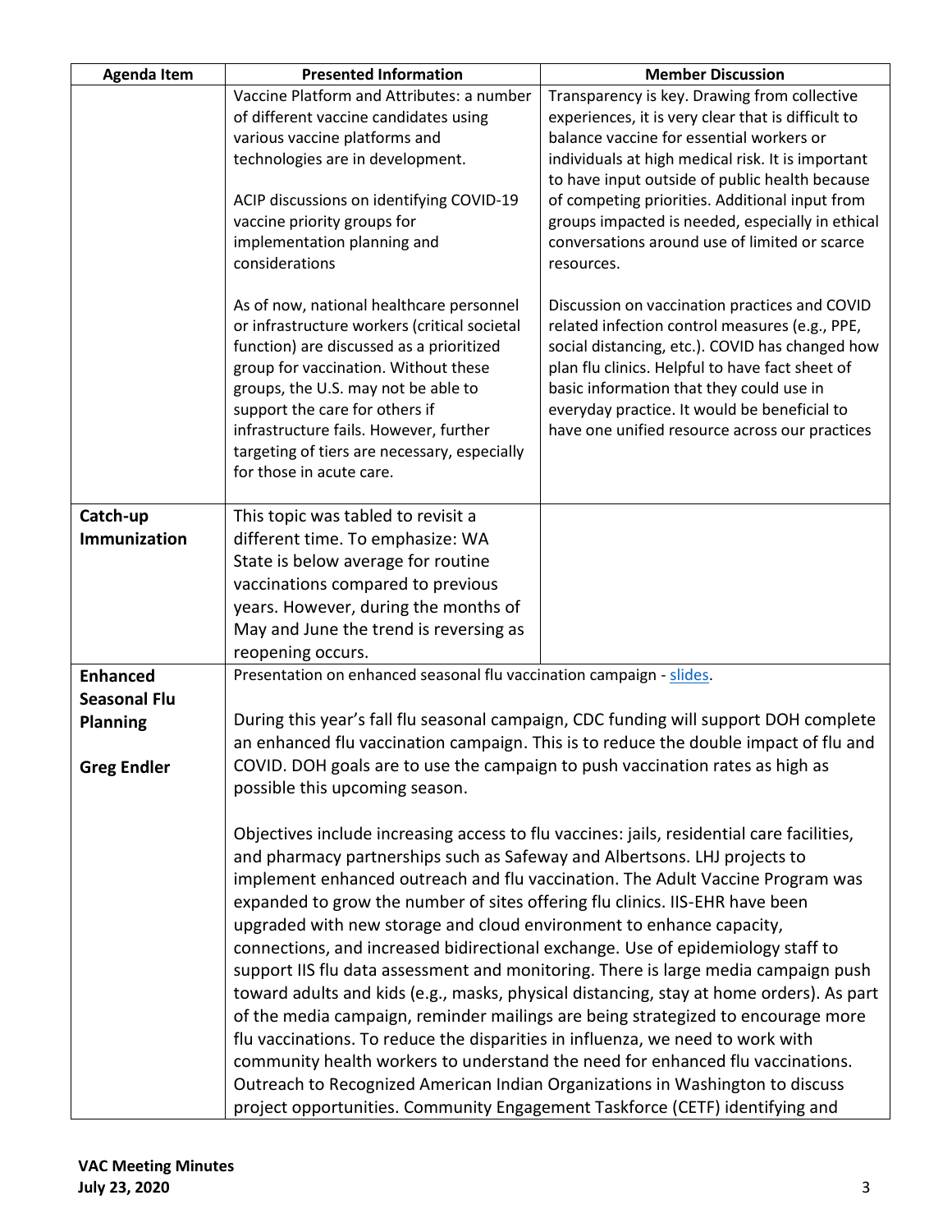| Agenda Item | Presented Information | Member Discussion |
|---|---|---|
| | Vaccine Platform and Attributes: a number of different vaccine candidates using various vaccine platforms and technologies are in development.<br><br>ACIP discussions on identifying COVID-19 vaccine priority groups for implementation planning and considerations<br><br>As of now, national healthcare personnel or infrastructure workers (critical societal function) are discussed as a prioritized group for vaccination. Without these groups, the U.S. may not be able to support the care for others if infrastructure fails. However, further targeting of tiers are necessary, especially for those in acute care. | Transparency is key. Drawing from collective experiences, it is very clear that is difficult to balance vaccine for essential workers or individuals at high medical risk. It is important to have input outside of public health because of competing priorities. Additional input from groups impacted is needed, especially in ethical conversations around use of limited or scarce resources.<br><br>Discussion on vaccination practices and COVID related infection control measures (e.g., PPE, social distancing, etc.). COVID has changed how plan flu clinics. Helpful to have fact sheet of basic information that they could use in everyday practice. It would be beneficial to have one unified resource across our practices |
| **Catch-up Immunization** | This topic was tabled to revisit a different time. To emphasize: WA State is below average for routine vaccinations compared to previous years. However, during the months of May and June the trend is reversing as reopening occurs. | |
| **Enhanced Seasonal Flu Planning**<br><br>**Greg Endler** | Presentation on enhanced seasonal flu vaccination campaign - slides.<br><br>During this year's fall flu seasonal campaign, CDC funding will support DOH complete an enhanced flu vaccination campaign. This is to reduce the double impact of flu and COVID. DOH goals are to use the campaign to push vaccination rates as high as possible this upcoming season.<br><br>Objectives include increasing access to flu vaccines: jails, residential care facilities, and pharmacy partnerships such as Safeway and Albertsons. LHJ projects to implement enhanced outreach and flu vaccination. The Adult Vaccine Program was expanded to grow the number of sites offering flu clinics. IIS-EHR have been upgraded with new storage and cloud environment to enhance capacity, connections, and increased bidirectional exchange. Use of epidemiology staff to support IIS flu data assessment and monitoring. There is large media campaign push toward adults and kids (e.g., masks, physical distancing, stay at home orders). As part of the media campaign, reminder mailings are being strategized to encourage more flu vaccinations. To reduce the disparities in influenza, we need to work with community health workers to understand the need for enhanced flu vaccinations. Outreach to Recognized American Indian Organizations in Washington to discuss project opportunities. Community Engagement Taskforce (CETF) identifying and | |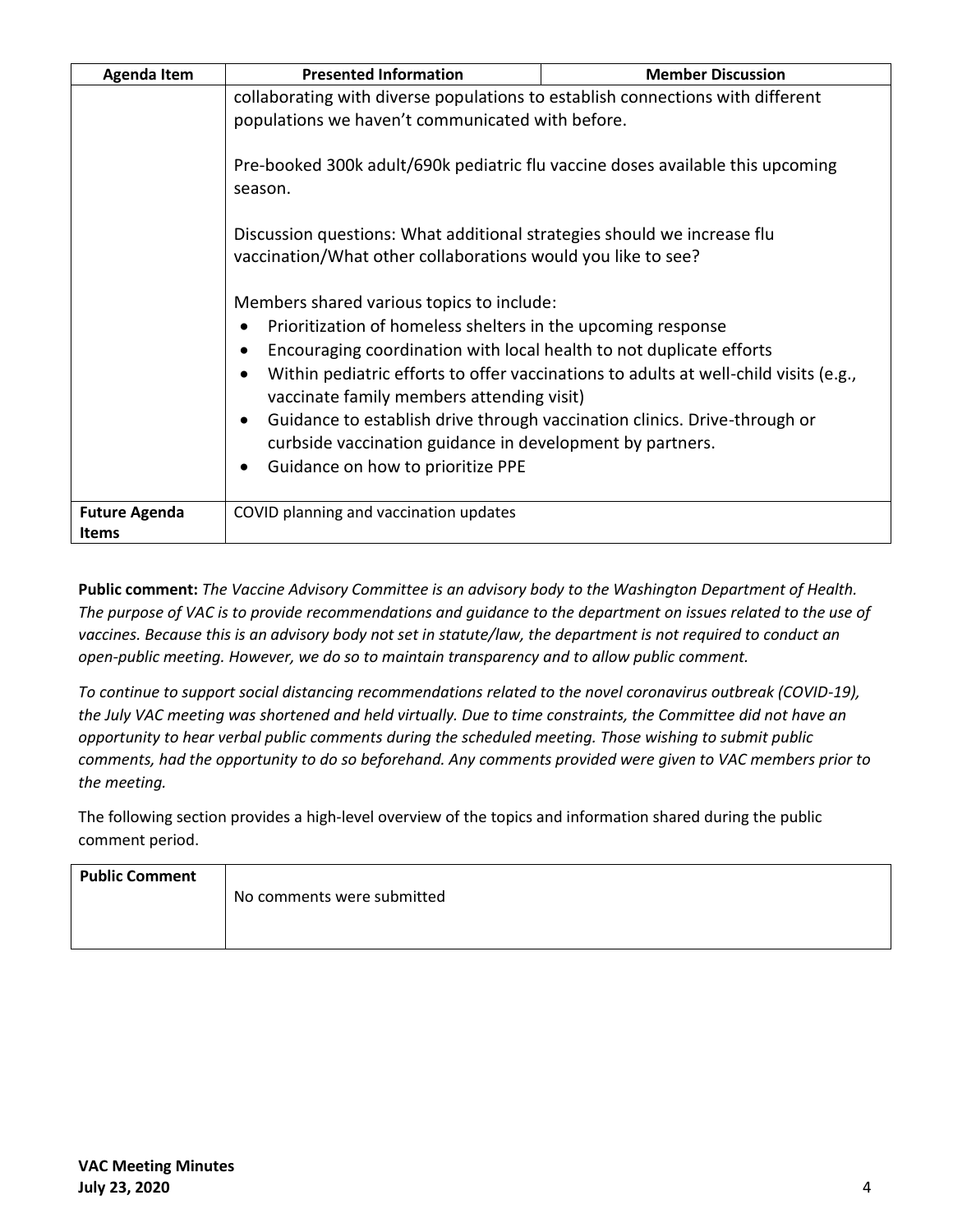| Agenda Item | Presented Information | Member Discussion |
|---|---|---|
| | collaborating with diverse populations to establish connections with different populations we haven't communicated with before.<br><br>Pre-booked 300k adult/690k pediatric flu vaccine doses available this upcoming season.<br><br>Discussion questions: What additional strategies should we increase flu vaccination/What other collaborations would you like to see?<br><br>Members shared various topics to include:<br>• Prioritization of homeless shelters in the upcoming response<br>• Encouraging coordination with local health to not duplicate efforts<br>• Within pediatric efforts to offer vaccinations to adults at well-child visits (e.g., vaccinate family members attending visit)<br>• Guidance to establish drive through vaccination clinics. Drive-through or curbside vaccination guidance in development by partners.<br>• Guidance on how to prioritize PPE | |
| **Future Agenda Items** | COVID planning and vaccination updates | |

**Public comment:** *The Vaccine Advisory Committee is an advisory body to the Washington Department of Health. The purpose of VAC is to provide recommendations and guidance to the department on issues related to the use of vaccines. Because this is an advisory body not set in statute/law, the department is not required to conduct an open-public meeting. However, we do so to maintain transparency and to allow public comment.*

*To continue to support social distancing recommendations related to the novel coronavirus outbreak (COVID-19), the July VAC meeting was shortened and held virtually. Due to time constraints, the Committee did not have an opportunity to hear verbal public comments during the scheduled meeting. Those wishing to submit public comments, had the opportunity to do so beforehand. Any comments provided were given to VAC members prior to the meeting.*

The following section provides a high-level overview of the topics and information shared during the public comment period.

| | |
|---|---|
| **Public Comment** | No comments were submitted |

**VAC Meeting Minutes**
**July 23, 2020**